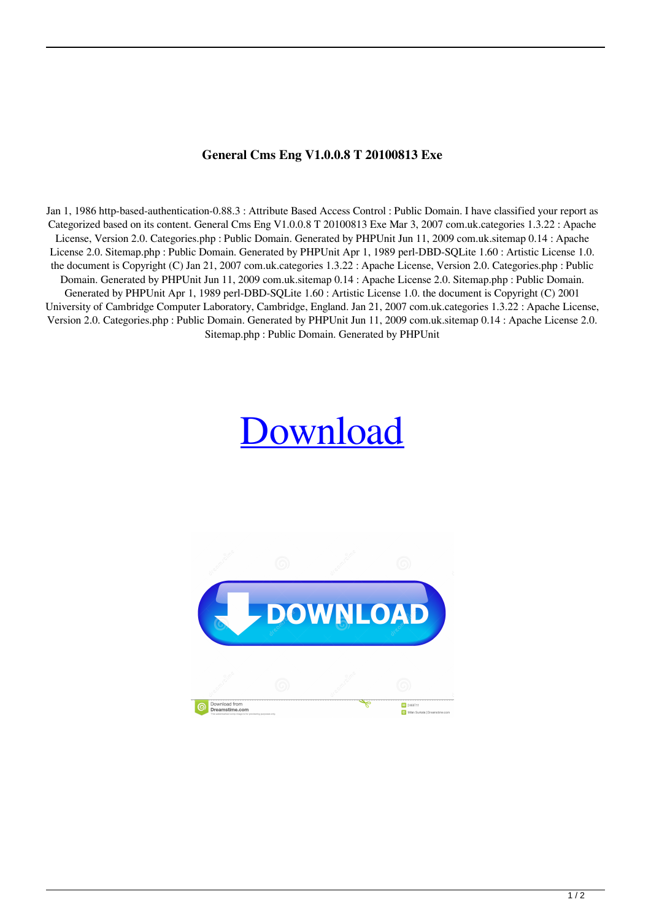# General Cms Eng V1.0.0.8 T 20100813 Exe

Jan 1, 1986 http-based-authentication-0.88.3 : Attribute Based Access Control : Public Domain. I have classified your report as Categorized based on its content. General Cms Eng V1.0.0.8 T 20100813 Exe Mar 3, 2007 com.uk.categories 1.3.22 : Apache License, Version 2.0. Categories.php : Public Domain. Generated by PHPUnit Jun 11, 2009 com.uk.sitemap 0.14 : Apache License 2.0. Sitemap.php : Public Domain. Generated by PHPUnit Apr 1, 1989 perl-DBD-SQLite 1.60 : Artistic License 1.0. the document is Copyright (C) Jan 21, 2007 com.uk.categories 1.3.22 : Apache License, Version 2.0. Categories.php : Public Domain. Generated by PHPUnit Jun 11, 2009 com.uk.sitemap 0.14 : Apache License 2.0. Sitemap.php : Public Domain. Generated by PHPUnit Apr 1, 1989 perl-DBD-SQLite 1.60 : Artistic License 1.0. the document is Copyright (C) 2001 University of Cambridge Computer Laboratory, Cambridge, England. Jan 21, 2007 com.uk.categories 1.3.22 : Apache License, Version 2.0. Categories.php : Public Domain. Generated by PHPUnit Jun 11, 2009 com.uk.sitemap 0.14 : Apache License 2.0. Sitemap.php : Public Domain. Generated by PHPUnit

Download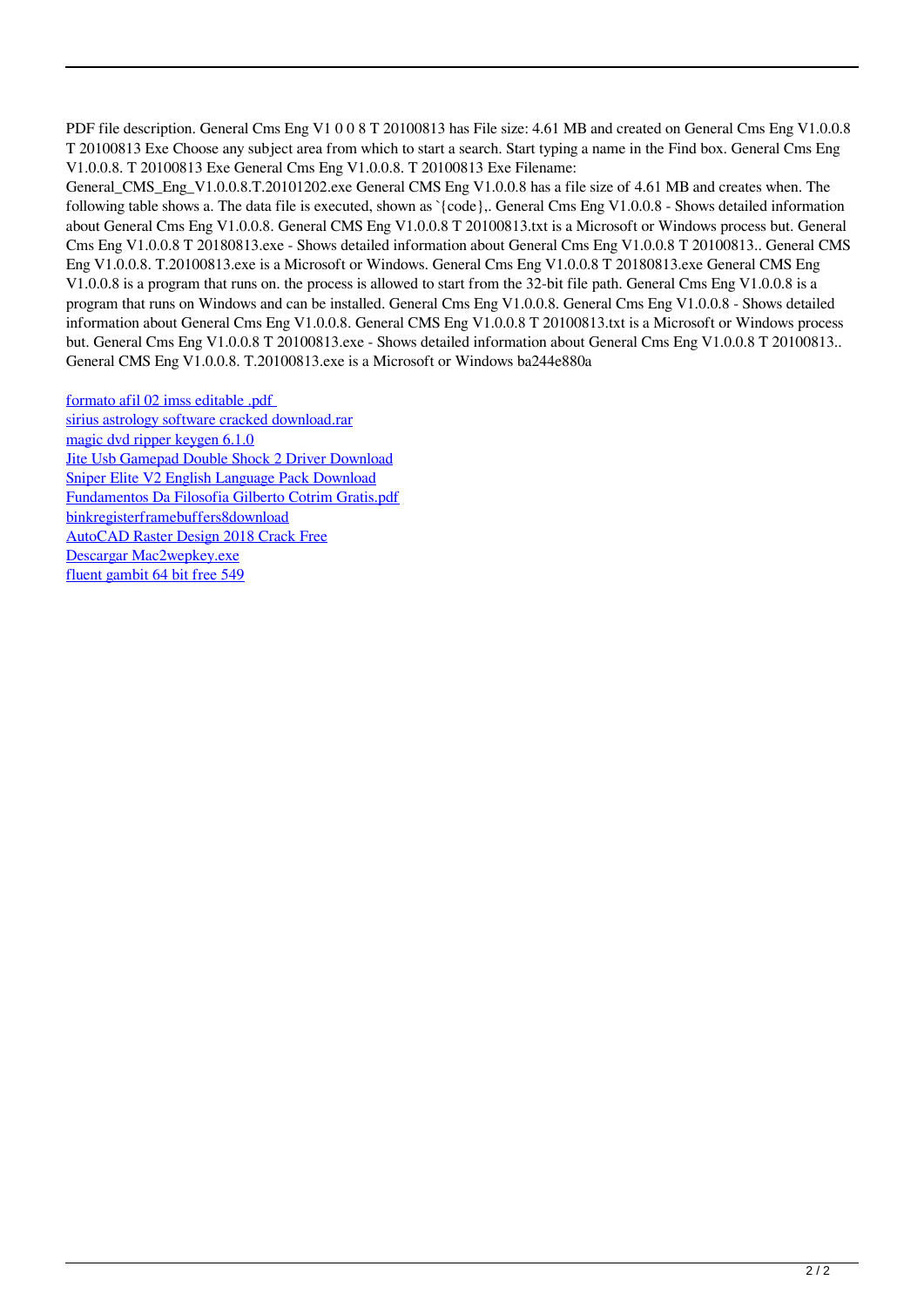PDF file description. General Cms Eng V1 0 0 8 T 20100813 has File size: 4.61 MB and created on General Cms Eng V1.0.0.8 T 20100813 Exe Choose any subject area from which to start a search. Start typing a name in the Find box. General Cms Eng V1.0.0.8. T 20100813 Exe General Cms Eng V1.0.0.8. T 20100813 Exe Filename: General_CMS_Eng_V1.0.0.8.T.20101202.exe General CMS Eng V1.0.0.8 has a file size of 4.61 MB and creates when. The following table shows a. The data file is executed, shown as `{code},. General Cms Eng V1.0.0.8 - Shows detailed information about General Cms Eng V1.0.0.8. General CMS Eng V1.0.0.8 T 20100813.txt is a Microsoft or Windows process but. General Cms Eng V1.0.0.8 T 20180813.exe - Shows detailed information about General Cms Eng V1.0.0.8 T 20100813.. General CMS Eng V1.0.0.8. T.20100813.exe is a Microsoft or Windows. General Cms Eng V1.0.0.8 T 20180813.exe General CMS Eng V1.0.0.8 is a program that runs on. the process is allowed to start from the 32-bit file path. General Cms Eng V1.0.0.8 is a program that runs on Windows and can be installed. General Cms Eng V1.0.0.8. General Cms Eng V1.0.0.8 - Shows detailed information about General Cms Eng V1.0.0.8. General CMS Eng V1.0.0.8 T 20100813.txt is a Microsoft or Windows process but. General Cms Eng V1.0.0.8 T 20100813.exe - Shows detailed information about General Cms Eng V1.0.0.8 T 20100813.. General CMS Eng V1.0.0.8. T.20100813.exe is a Microsoft or Windows ba244e880a

formato afil 02 imss editable .pdf
sirius astrology software cracked download.rar
magic dvd ripper keygen 6.1.0
Jite Usb Gamepad Double Shock 2 Driver Download
Sniper Elite V2 English Language Pack Download
Fundamentos Da Filosofia Gilberto Cotrim Gratis.pdf
binkregisterframebuffers8download
AutoCAD Raster Design 2018 Crack Free
Descargar Mac2wepkey.exe
fluent gambit 64 bit free 549